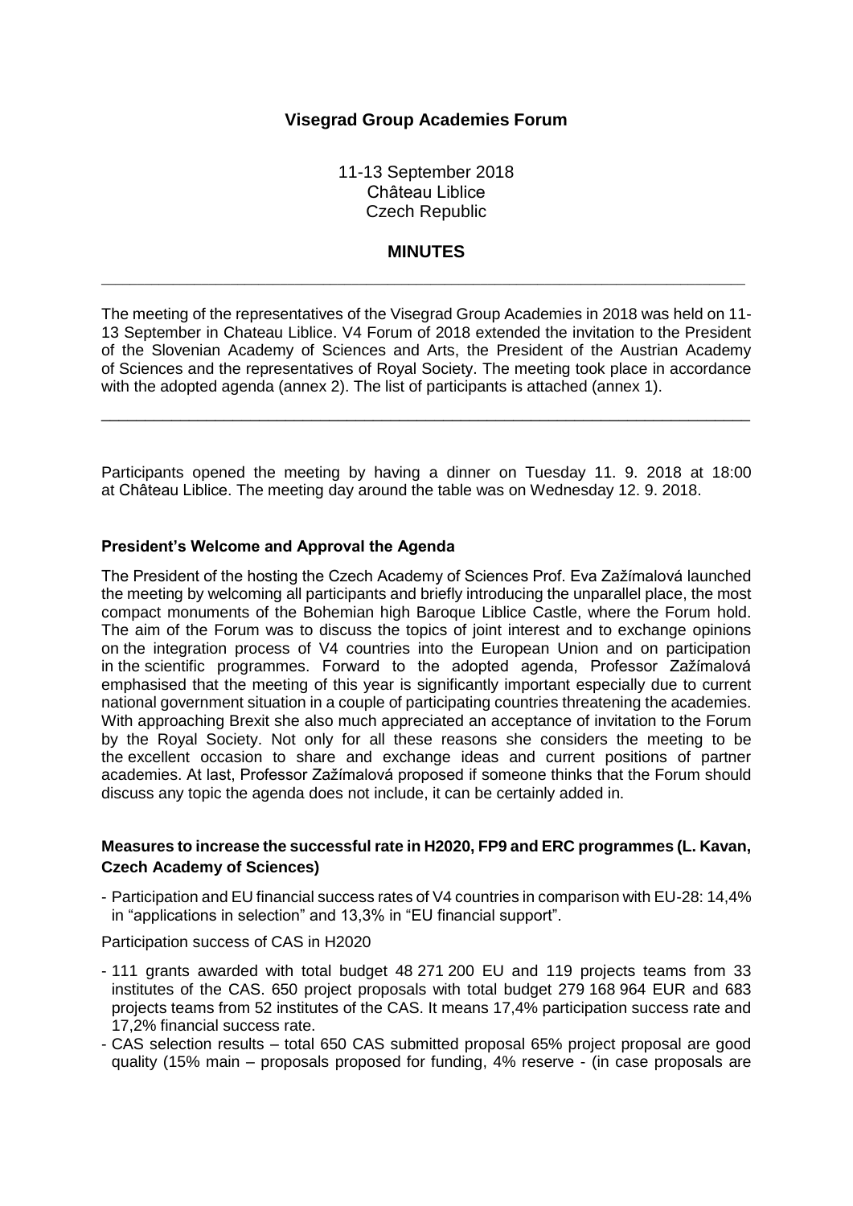# Visegrad Group Academies Forum

11-13 September 2018
Château Liblice
Czech Republic

## MINUTES

---

The meeting of the representatives of the Visegrad Group Academies in 2018 was held on 11-13 September in Chateau Liblice. V4 Forum of 2018 extended the invitation to the President of the Slovenian Academy of Sciences and Arts, the President of the Austrian Academy of Sciences and the representatives of Royal Society. The meeting took place in accordance with the adopted agenda (annex 2). The list of participants is attached (annex 1).

---

Participants opened the meeting by having a dinner on Tuesday 11. 9. 2018 at 18:00 at Château Liblice. The meeting day around the table was on Wednesday 12. 9. 2018.

### President's Welcome and Approval the Agenda

The President of the hosting the Czech Academy of Sciences Prof. Eva Zažímalová launched the meeting by welcoming all participants and briefly introducing the unparallel place, the most compact monuments of the Bohemian high Baroque Liblice Castle, where the Forum hold. The aim of the Forum was to discuss the topics of joint interest and to exchange opinions on the integration process of V4 countries into the European Union and on participation in the scientific programmes. Forward to the adopted agenda, Professor Zažímalová emphasised that the meeting of this year is significantly important especially due to current national government situation in a couple of participating countries threatening the academies. With approaching Brexit she also much appreciated an acceptance of invitation to the Forum by the Royal Society. Not only for all these reasons she considers the meeting to be the excellent occasion to share and exchange ideas and current positions of partner academies. At last, Professor Zažímalová proposed if someone thinks that the Forum should discuss any topic the agenda does not include, it can be certainly added in.

### Measures to increase the successful rate in H2020, FP9 and ERC programmes (L. Kavan, Czech Academy of Sciences)

- Participation and EU financial success rates of V4 countries in comparison with EU-28: 14,4% in "applications in selection" and 13,3% in "EU financial support".

Participation success of CAS in H2020

- 111 grants awarded with total budget 48 271 200 EU and 119 projects teams from 33 institutes of the CAS. 650 project proposals with total budget 279 168 964 EUR and 683 projects teams from 52 institutes of the CAS. It means 17,4% participation success rate and 17,2% financial success rate.
- CAS selection results – total 650 CAS submitted proposal 65% project proposal are good quality (15% main – proposals proposed for funding, 4% reserve - (in case proposals are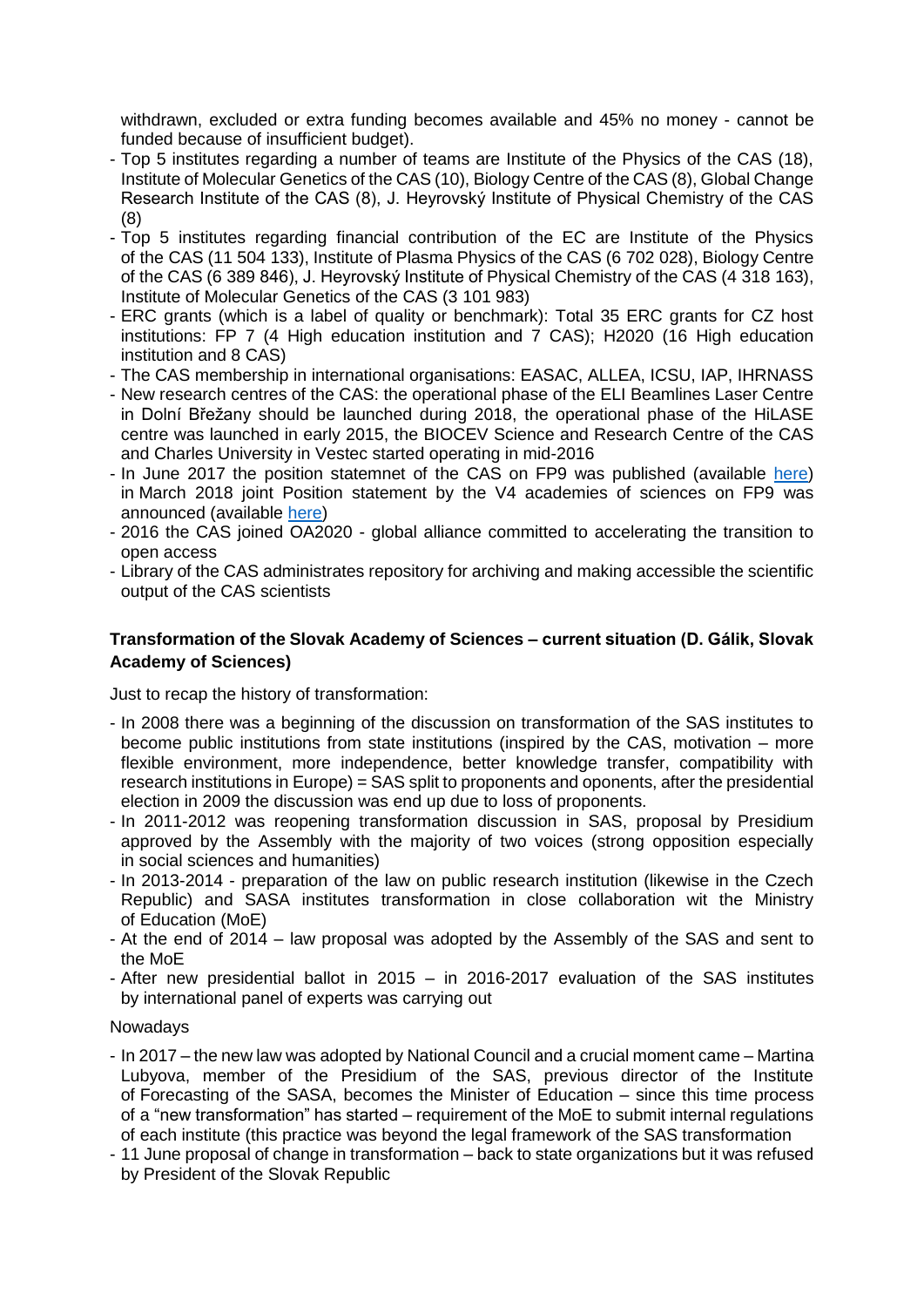withdrawn, excluded or extra funding becomes available and 45% no money - cannot be funded because of insufficient budget).

- Top 5 institutes regarding a number of teams are Institute of the Physics of the CAS (18), Institute of Molecular Genetics of the CAS (10), Biology Centre of the CAS (8), Global Change Research Institute of the CAS (8), J. Heyrovský Institute of Physical Chemistry of the CAS (8)
- Top 5 institutes regarding financial contribution of the EC are Institute of the Physics of the CAS (11 504 133), Institute of Plasma Physics of the CAS (6 702 028), Biology Centre of the CAS (6 389 846), J. Heyrovský Institute of Physical Chemistry of the CAS (4 318 163), Institute of Molecular Genetics of the CAS (3 101 983)
- ERC grants (which is a label of quality or benchmark): Total 35 ERC grants for CZ host institutions: FP 7 (4 High education institution and 7 CAS); H2020 (16 High education institution and 8 CAS)
- The CAS membership in international organisations: EASAC, ALLEA, ICSU, IAP, IHRNASS
- New research centres of the CAS: the operational phase of the ELI Beamlines Laser Centre in Dolní Břežany should be launched during 2018, the operational phase of the HiLASE centre was launched in early 2015, the BIOCEV Science and Research Centre of the CAS and Charles University in Vestec started operating in mid-2016
- In June 2017 the position statemnet of the CAS on FP9 was published (available here) in March 2018 joint Position statement by the V4 academies of sciences on FP9 was announced (available here)
- 2016 the CAS joined OA2020 - global alliance committed to accelerating the transition to open access
- Library of the CAS administrates repository for archiving and making accessible the scientific output of the CAS scientists

**Transformation of the Slovak Academy of Sciences – current situation (D. Gálik, Slovak Academy of Sciences)**

Just to recap the history of transformation:

- In 2008 there was a beginning of the discussion on transformation of the SAS institutes to become public institutions from state institutions (inspired by the CAS, motivation – more flexible environment, more independence, better knowledge transfer, compatibility with research institutions in Europe) = SAS split to proponents and oponents, after the presidential election in 2009 the discussion was end up due to loss of proponents.
- In 2011-2012 was reopening transformation discussion in SAS, proposal by Presidium approved by the Assembly with the majority of two voices (strong opposition especially in social sciences and humanities)
- In 2013-2014 - preparation of the law on public research institution (likewise in the Czech Republic) and SASA institutes transformation in close collaboration wit the Ministry of Education (MoE)
- At the end of 2014 – law proposal was adopted by the Assembly of the SAS and sent to the MoE
- After new presidential ballot in 2015 – in 2016-2017 evaluation of the SAS institutes by international panel of experts was carrying out

Nowadays

- In 2017 – the new law was adopted by National Council and a crucial moment came – Martina Lubyova, member of the Presidium of the SAS, previous director of the Institute of Forecasting of the SASA, becomes the Minister of Education – since this time process of a "new transformation" has started – requirement of the MoE to submit internal regulations of each institute (this practice was beyond the legal framework of the SAS transformation
- 11 June proposal of change in transformation – back to state organizations but it was refused by President of the Slovak Republic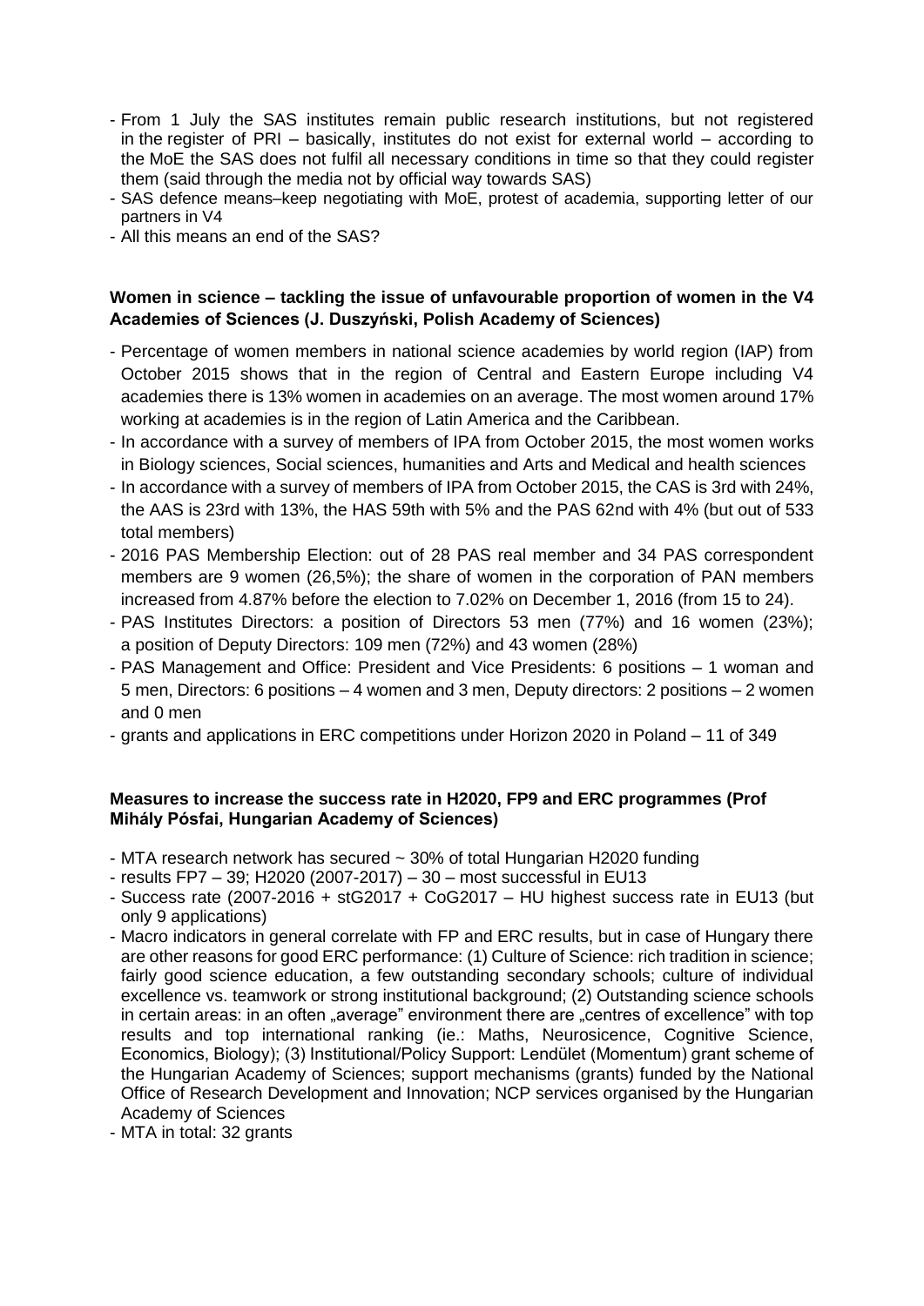- From 1 July the SAS institutes remain public research institutions, but not registered in the register of PRI – basically, institutes do not exist for external world – according to the MoE the SAS does not fulfil all necessary conditions in time so that they could register them (said through the media not by official way towards SAS)
- SAS defence means–keep negotiating with MoE, protest of academia, supporting letter of our partners in V4
- All this means an end of the SAS?

**Women in science – tackling the issue of unfavourable proportion of women in the V4 Academies of Sciences (J. Duszyński, Polish Academy of Sciences)**

- Percentage of women members in national science academies by world region (IAP) from October 2015 shows that in the region of Central and Eastern Europe including V4 academies there is 13% women in academies on an average. The most women around 17% working at academies is in the region of Latin America and the Caribbean.
- In accordance with a survey of members of IPA from October 2015, the most women works in Biology sciences, Social sciences, humanities and Arts and Medical and health sciences
- In accordance with a survey of members of IPA from October 2015, the CAS is 3rd with 24%, the AAS is 23rd with 13%, the HAS 59th with 5% and the PAS 62nd with 4% (but out of 533 total members)
- 2016 PAS Membership Election: out of 28 PAS real member and 34 PAS correspondent members are 9 women (26,5%); the share of women in the corporation of PAN members increased from 4.87% before the election to 7.02% on December 1, 2016 (from 15 to 24).
- PAS Institutes Directors: a position of Directors 53 men (77%) and 16 women (23%); a position of Deputy Directors: 109 men (72%) and 43 women (28%)
- PAS Management and Office: President and Vice Presidents: 6 positions – 1 woman and 5 men, Directors: 6 positions – 4 women and 3 men, Deputy directors: 2 positions – 2 women and 0 men
- grants and applications in ERC competitions under Horizon 2020 in Poland – 11 of 349

**Measures to increase the success rate in H2020, FP9 and ERC programmes (Prof Mihály Pósfai, Hungarian Academy of Sciences)**

- MTA research network has secured ~ 30% of total Hungarian H2020 funding
- results FP7 – 39; H2020 (2007-2017) – 30 – most successful in EU13
- Success rate (2007-2016 + stG2017 + CoG2017 – HU highest success rate in EU13 (but only 9 applications)
- Macro indicators in general correlate with FP and ERC results, but in case of Hungary there are other reasons for good ERC performance: (1) Culture of Science: rich tradition in science; fairly good science education, a few outstanding secondary schools; culture of individual excellence vs. teamwork or strong institutional background; (2) Outstanding science schools in certain areas: in an often „average" environment there are „centres of excellence" with top results and top international ranking (ie.: Maths, Neurosicence, Cognitive Science, Economics, Biology); (3) Institutional/Policy Support: Lendület (Momentum) grant scheme of the Hungarian Academy of Sciences; support mechanisms (grants) funded by the National Office of Research Development and Innovation; NCP services organised by the Hungarian Academy of Sciences
- MTA in total: 32 grants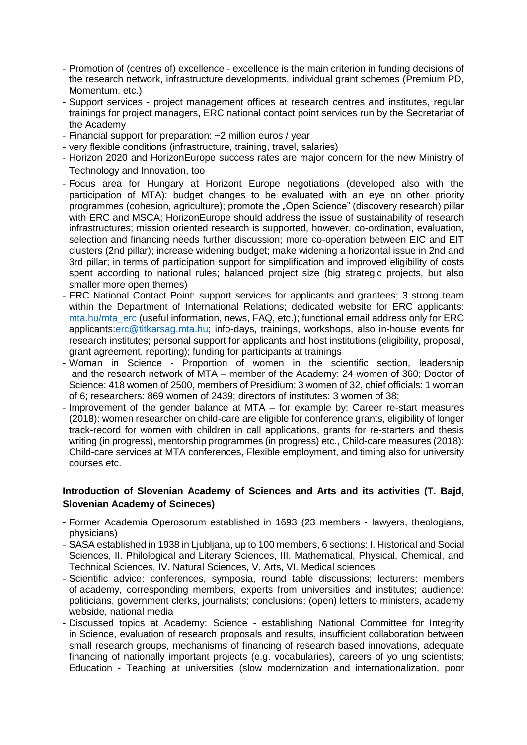- Promotion of (centres of) excellence - excellence is the main criterion in funding decisions of the research network, infrastructure developments, individual grant schemes (Premium PD, Momentum. etc.)
- Support services - project management offices at research centres and institutes, regular trainings for project managers, ERC national contact point services run by the Secretariat of the Academy
- Financial support for preparation: ~2 million euros / year
- very flexible conditions (infrastructure, training, travel, salaries)
- Horizon 2020 and HorizonEurope success rates are major concern for the new Ministry of Technology and Innovation, too
- Focus area for Hungary at Horizont Europe negotiations (developed also with the participation of MTA): budget changes to be evaluated with an eye on other priority programmes (cohesion, agriculture); promote the „Open Science" (discovery research) pillar with ERC and MSCA; HorizonEurope should address the issue of sustainability of research infrastructures; mission oriented research is supported, however, co-ordination, evaluation, selection and financing needs further discussion; more co-operation between EIC and EIT clusters (2nd pillar); increase widening budget; make widening a horizontal issue in 2nd and 3rd pillar; in terms of participation support for simplification and improved eligibility of costs spent according to national rules; balanced project size (big strategic projects, but also smaller more open themes)
- ERC National Contact Point: support services for applicants and grantees; 3 strong team within the Department of International Relations; dedicated website for ERC applicants: mta.hu/mta_erc (useful information, news, FAQ, etc.); functional email address only for ERC applicants:erc@titkarsag.mta.hu; info-days, trainings, workshops, also in-house events for research institutes; personal support for applicants and host institutions (eligibility, proposal, grant agreement, reporting); funding for participants at trainings
- Woman in Science - Proportion of women in the scientific section, leadership and the research network of MTA – member of the Academy: 24 women of 360; Doctor of Science: 418 women of 2500, members of Presidium: 3 women of 32, chief officials: 1 woman of 6; researchers: 869 women of 2439; directors of institutes: 3 women of 38;
- Improvement of the gender balance at MTA – for example by: Career re-start measures (2018): women researcher on child-care are eligible for conference grants, eligibility of longer track-record for women with children in call applications, grants for re-starters and thesis writing (in progress), mentorship programmes (in progress) etc., Child-care measures (2018): Child-care services at MTA conferences, Flexible employment, and timing also for university courses etc.

**Introduction of Slovenian Academy of Sciences and Arts and its activities (T. Bajd, Slovenian Academy of Scineces)**

- Former Academia Operosorum established in 1693 (23 members - lawyers, theologians, physicians)
- SASA established in 1938 in Ljubljana, up to 100 members, 6 sections: I. Historical and Social Sciences, II. Philological and Literary Sciences, III. Mathematical, Physical, Chemical, and Technical Sciences, IV. Natural Sciences, V. Arts, VI. Medical sciences
- Scientific advice: conferences, symposia, round table discussions; lecturers: members of academy, corresponding members, experts from universities and institutes; audience: politicians, government clerks, journalists; conclusions: (open) letters to ministers, academy webside, national media
- Discussed topics at Academy: Science - establishing National Committee for Integrity in Science, evaluation of research proposals and results, insufficient collaboration between small research groups, mechanisms of financing of research based innovations, adequate financing of nationally important projects (e.g. vocabularies), careers of yo ung scientists; Education - Teaching at universities (slow modernization and internationalization, poor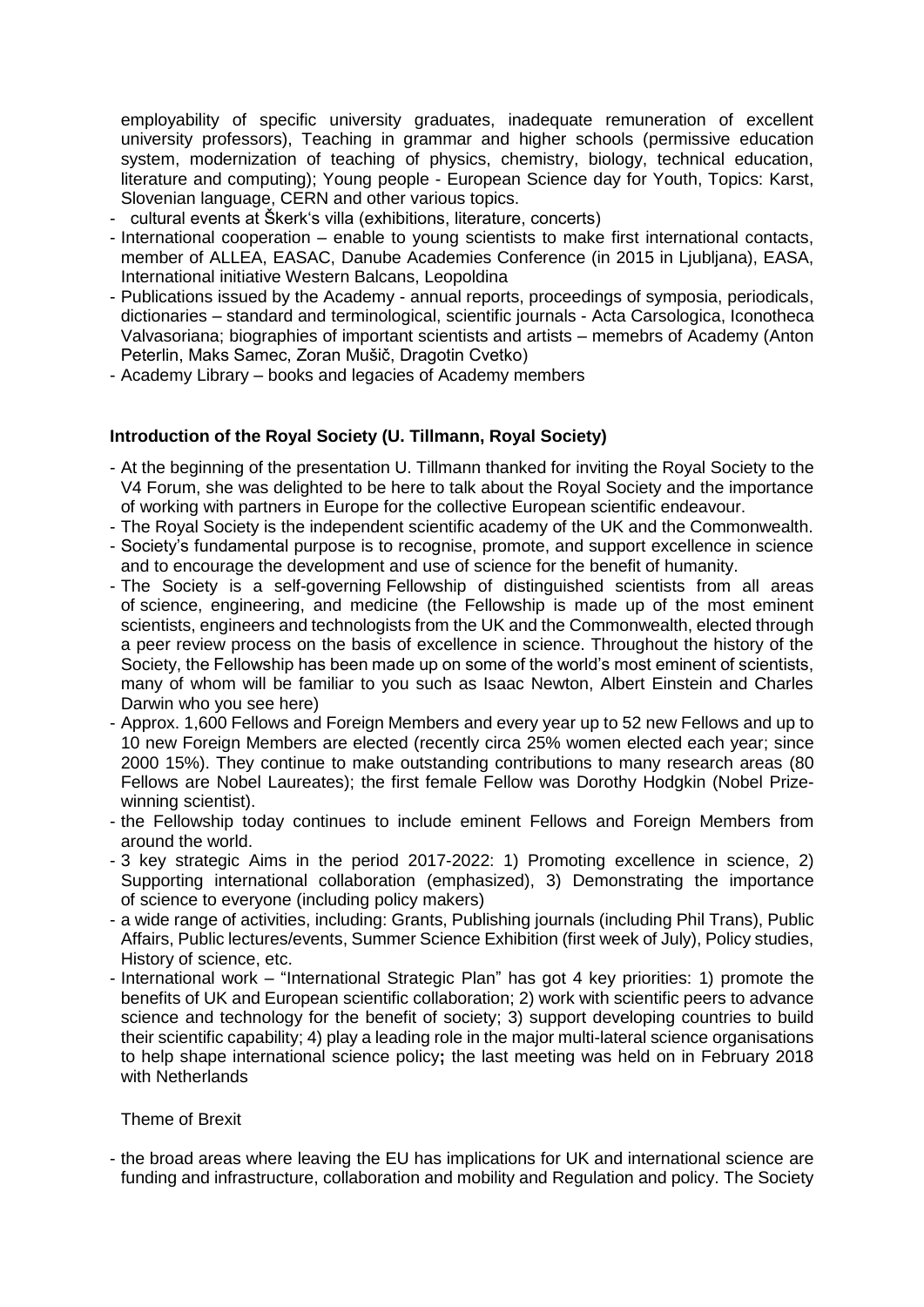employability of specific university graduates, inadequate remuneration of excellent university professors), Teaching in grammar and higher schools (permissive education system, modernization of teaching of physics, chemistry, biology, technical education, literature and computing); Young people - European Science day for Youth, Topics: Karst, Slovenian language, CERN and other various topics.
- cultural events at Škerk's villa (exhibitions, literature, concerts)
- International cooperation – enable to young scientists to make first international contacts, member of ALLEA, EASAC, Danube Academies Conference (in 2015 in Ljubljana), EASA, International initiative Western Balcans, Leopoldina
- Publications issued by the Academy - annual reports, proceedings of symposia, periodicals, dictionaries – standard and terminological, scientific journals - Acta Carsologica, Iconotheca Valvasoriana; biographies of important scientists and artists – memebrs of Academy (Anton Peterlin, Maks Samec, Zoran Mušič, Dragotin Cvetko)
- Academy Library – books and legacies of Academy members

**Introduction of the Royal Society (U. Tillmann, Royal Society)**

- At the beginning of the presentation U. Tillmann thanked for inviting the Royal Society to the V4 Forum, she was delighted to be here to talk about the Royal Society and the importance of working with partners in Europe for the collective European scientific endeavour.
- The Royal Society is the independent scientific academy of the UK and the Commonwealth.
- Society's fundamental purpose is to recognise, promote, and support excellence in science and to encourage the development and use of science for the benefit of humanity.
- The Society is a self-governing Fellowship of distinguished scientists from all areas of science, engineering, and medicine (the Fellowship is made up of the most eminent scientists, engineers and technologists from the UK and the Commonwealth, elected through a peer review process on the basis of excellence in science. Throughout the history of the Society, the Fellowship has been made up on some of the world's most eminent of scientists, many of whom will be familiar to you such as Isaac Newton, Albert Einstein and Charles Darwin who you see here)
- Approx. 1,600 Fellows and Foreign Members and every year up to 52 new Fellows and up to 10 new Foreign Members are elected (recently circa 25% women elected each year; since 2000 15%). They continue to make outstanding contributions to many research areas (80 Fellows are Nobel Laureates); the first female Fellow was Dorothy Hodgkin (Nobel Prize-winning scientist).
- the Fellowship today continues to include eminent Fellows and Foreign Members from around the world.
- 3 key strategic Aims in the period 2017-2022: 1) Promoting excellence in science, 2) Supporting international collaboration (emphasized), 3) Demonstrating the importance of science to everyone (including policy makers)
- a wide range of activities, including: Grants, Publishing journals (including Phil Trans), Public Affairs, Public lectures/events, Summer Science Exhibition (first week of July), Policy studies, History of science, etc.
- International work – "International Strategic Plan" has got 4 key priorities: 1) promote the benefits of UK and European scientific collaboration; 2) work with scientific peers to advance science and technology for the benefit of society; 3) support developing countries to build their scientific capability; 4) play a leading role in the major multi-lateral science organisations to help shape international science policy**;** the last meeting was held on in February 2018 with Netherlands

Theme of Brexit

- the broad areas where leaving the EU has implications for UK and international science are funding and infrastructure, collaboration and mobility and Regulation and policy. The Society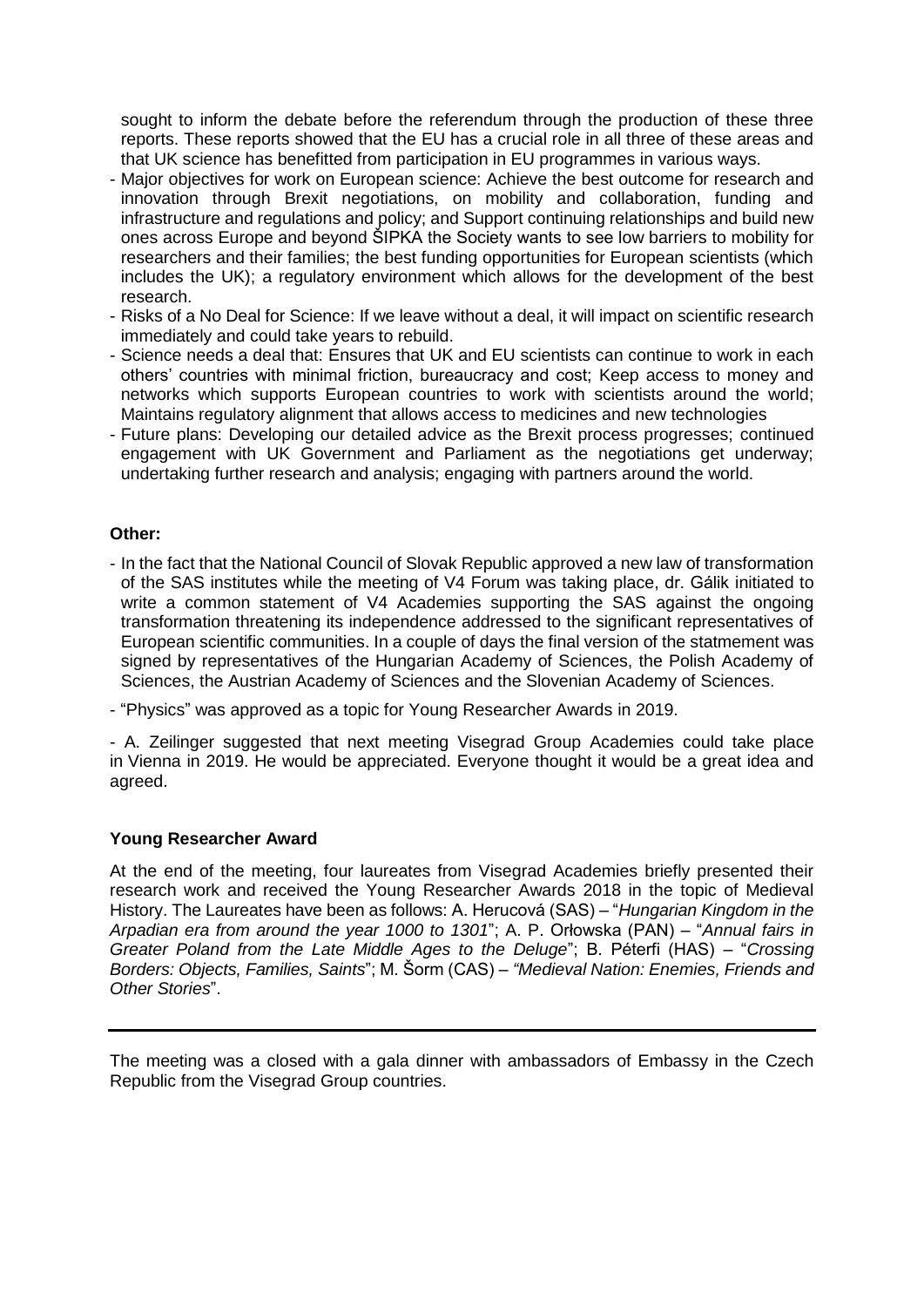sought to inform the debate before the referendum through the production of these three reports. These reports showed that the EU has a crucial role in all three of these areas and that UK science has benefitted from participation in EU programmes in various ways.

- Major objectives for work on European science: Achieve the best outcome for research and innovation through Brexit negotiations, on mobility and collaboration, funding and infrastructure and regulations and policy; and Support continuing relationships and build new ones across Europe and beyond ŠIPKA the Society wants to see low barriers to mobility for researchers and their families; the best funding opportunities for European scientists (which includes the UK); a regulatory environment which allows for the development of the best research.
- Risks of a No Deal for Science: If we leave without a deal, it will impact on scientific research immediately and could take years to rebuild.
- Science needs a deal that: Ensures that UK and EU scientists can continue to work in each others' countries with minimal friction, bureaucracy and cost; Keep access to money and networks which supports European countries to work with scientists around the world; Maintains regulatory alignment that allows access to medicines and new technologies
- Future plans: Developing our detailed advice as the Brexit process progresses; continued engagement with UK Government and Parliament as the negotiations get underway; undertaking further research and analysis; engaging with partners around the world.

**Other:**

- In the fact that the National Council of Slovak Republic approved a new law of transformation of the SAS institutes while the meeting of V4 Forum was taking place, dr. Gálik initiated to write a common statement of V4 Academies supporting the SAS against the ongoing transformation threatening its independence addressed to the significant representatives of European scientific communities. In a couple of days the final version of the statmement was signed by representatives of the Hungarian Academy of Sciences, the Polish Academy of Sciences, the Austrian Academy of Sciences and the Slovenian Academy of Sciences.

- "Physics" was approved as a topic for Young Researcher Awards in 2019.

- A. Zeilinger suggested that next meeting Visegrad Group Academies could take place in Vienna in 2019. He would be appreciated. Everyone thought it would be a great idea and agreed.

**Young Researcher Award**

At the end of the meeting, four laureates from Visegrad Academies briefly presented their research work and received the Young Researcher Awards 2018 in the topic of Medieval History. The Laureates have been as follows: A. Herucová (SAS) – "*Hungarian Kingdom in the Arpadian era from around the year 1000 to 1301*"; A. P. Orłowska (PAN) – "*Annual fairs in Greater Poland from the Late Middle Ages to the Deluge*"; B. Péterfi (HAS) – "*Crossing Borders: Objects, Families, Saints*"; M. Šorm (CAS) – *"Medieval Nation: Enemies, Friends and Other Stories*".

---

The meeting was a closed with a gala dinner with ambassadors of Embassy in the Czech Republic from the Visegrad Group countries.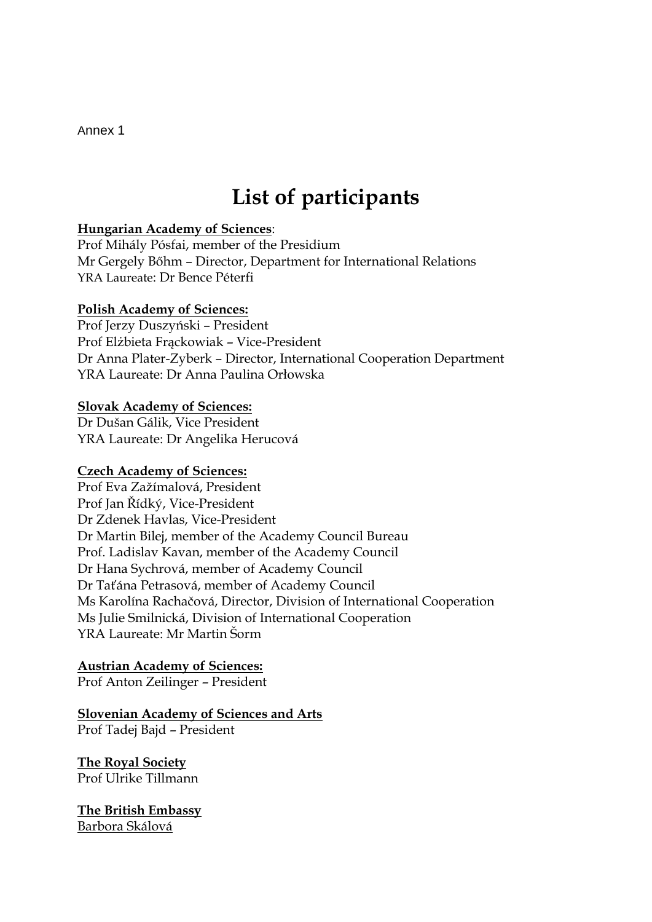Annex 1

# List of participants

**<u>Hungarian Academy of Sciences</u>**:
Prof Mihály Pósfai, member of the Presidium
Mr Gergely Bőhm – Director, Department for International Relations
YRA Laureate: Dr Bence Péterfi

**<u>Polish Academy of Sciences:</u>**
Prof Jerzy Duszyński – President
Prof Elżbieta Frąckowiak – Vice-President
Dr Anna Plater-Zyberk – Director, International Cooperation Department
YRA Laureate: Dr Anna Paulina Orłowska

**<u>Slovak Academy of Sciences:</u>**
Dr Dušan Gálik, Vice President
YRA Laureate: Dr Angelika Herucová

**<u>Czech Academy of Sciences:</u>**
Prof Eva Zažímalová, President
Prof Jan Řídký, Vice-President
Dr Zdenek Havlas, Vice-President
Dr Martin Bilej, member of the Academy Council Bureau
Prof. Ladislav Kavan, member of the Academy Council
Dr Hana Sychrová, member of Academy Council
Dr Taťána Petrasová, member of Academy Council
Ms Karolína Rachačová, Director, Division of International Cooperation
Ms Julie Smilnická, Division of International Cooperation
YRA Laureate: Mr Martin Šorm

**<u>Austrian Academy of Sciences:</u>**
Prof Anton Zeilinger – President

**<u>Slovenian Academy of Sciences and Arts</u>**
Prof Tadej Bajd – President

**<u>The Royal Society</u>**
Prof Ulrike Tillmann

**<u>The British Embassy</u>**
<u>Barbora Skálová</u>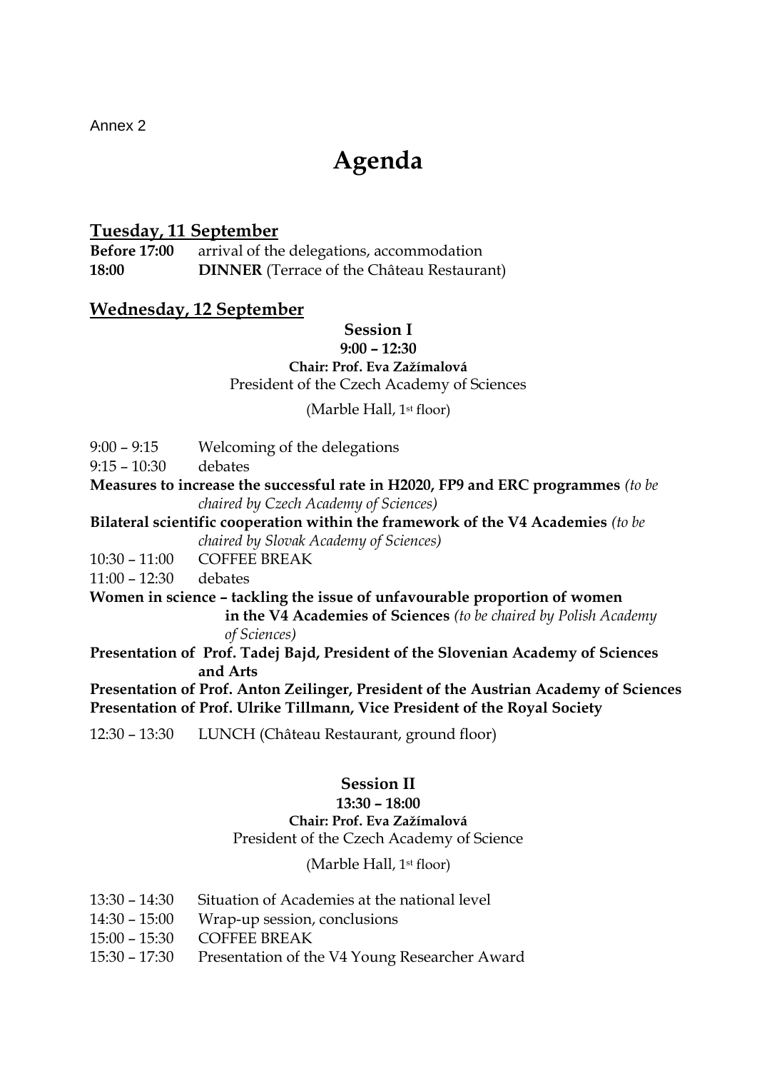Annex 2

# Agenda

## Tuesday, 11 September

**Before 17:00** arrival of the delegations, accommodation
**18:00** **DINNER** (Terrace of the Château Restaurant)

## Wednesday, 12 September

**Session I**
**9:00 – 12:30**
**Chair: Prof. Eva Zažímalová**
President of the Czech Academy of Sciences

(Marble Hall, 1st floor)

9:00 – 9:15 Welcoming of the delegations
9:15 – 10:30 debates

**Measures to increase the successful rate in H2020, FP9 and ERC programmes** *(to be chaired by Czech Academy of Sciences)*

**Bilateral scientific cooperation within the framework of the V4 Academies** *(to be chaired by Slovak Academy of Sciences)*

10:30 – 11:00 COFFEE BREAK
11:00 – 12:30 debates

**Women in science – tackling the issue of unfavourable proportion of women in the V4 Academies of Sciences** *(to be chaired by Polish Academy of Sciences)*

**Presentation of Prof. Tadej Bajd, President of the Slovenian Academy of Sciences and Arts**

**Presentation of Prof. Anton Zeilinger, President of the Austrian Academy of Sciences**

**Presentation of Prof. Ulrike Tillmann, Vice President of the Royal Society**

12:30 – 13:30 LUNCH (Château Restaurant, ground floor)

**Session II**
**13:30 – 18:00**
**Chair: Prof. Eva Zažímalová**
President of the Czech Academy of Science

(Marble Hall, 1st floor)

13:30 – 14:30 Situation of Academies at the national level
14:30 – 15:00 Wrap-up session, conclusions
15:00 – 15:30 COFFEE BREAK
15:30 – 17:30 Presentation of the V4 Young Researcher Award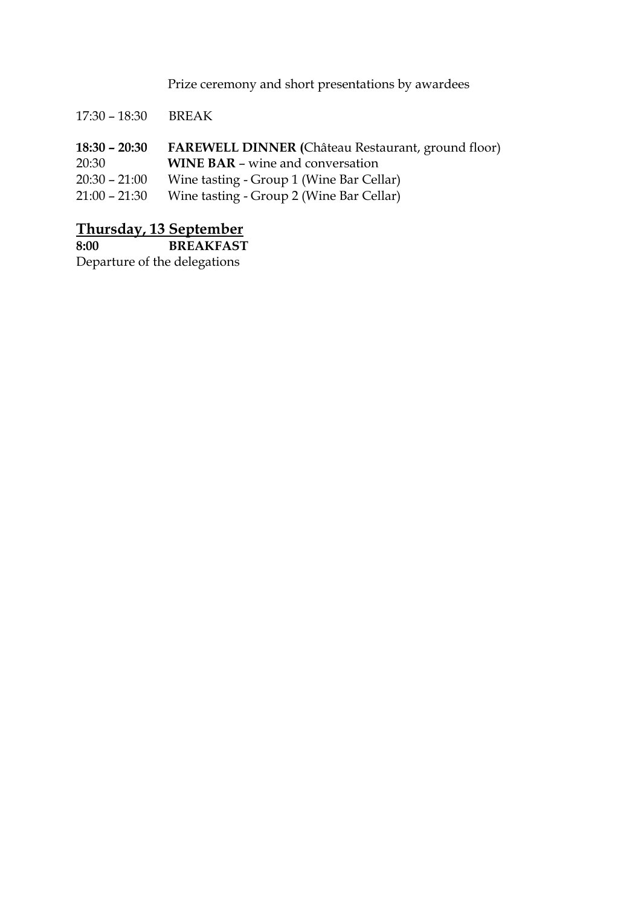Prize ceremony and short presentations by awardees

17:30 – 18:30 BREAK

**18:30 – 20:30** **FAREWELL DINNER (**Château Restaurant, ground floor)
20:30 **WINE BAR** – wine and conversation
20:30 – 21:00 Wine tasting - Group 1 (Wine Bar Cellar)
21:00 – 21:30 Wine tasting - Group 2 (Wine Bar Cellar)

## Thursday, 13 September

**8:00** **BREAKFAST**
Departure of the delegations